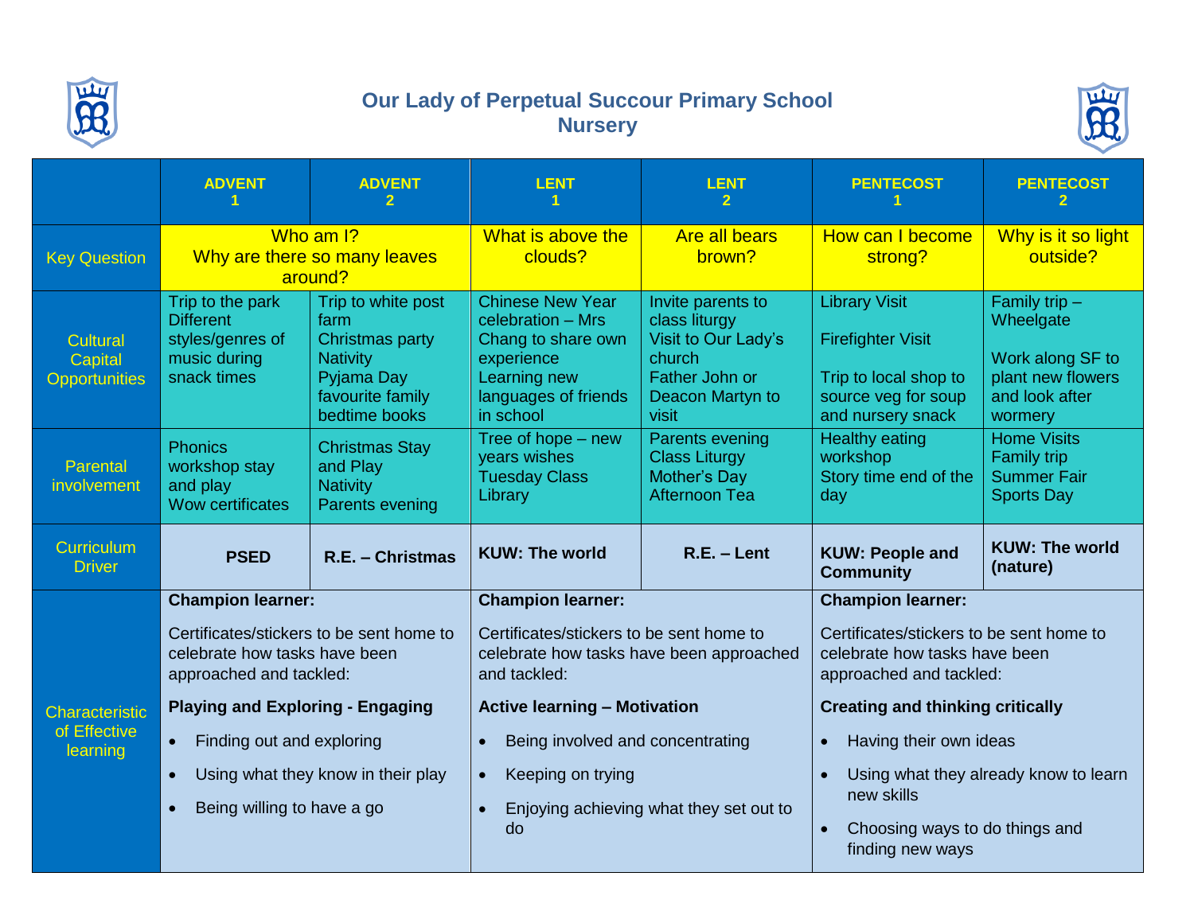# Our Lady of Perpetual Succour Primary School
## Nursery

| | ADVENT 1 | ADVENT 2 | LENT 1 | LENT 2 | PENTECOST 1 | PENTECOST 2 |
|---|---|---|---|---|---|---|
| Key Question | Who am I? Why are there so many leaves around? | | What is above the clouds? | Are all bears brown? | How can I become strong? | Why is it so light outside? |
| Cultural Capital Opportunities | Trip to the park<br>Different styles/genres of music during snack times | Trip to white post farm<br>Christmas party<br>Nativity<br>Pyjama Day favourite family bedtime books | Chinese New Year celebration – Mrs Chang to share own experience<br>Learning new languages of friends in school | Invite parents to class liturgy<br>Visit to Our Lady's church<br>Father John or Deacon Martyn to visit | Library Visit<br><br>Firefighter Visit<br><br>Trip to local shop to source veg for soup and nursery snack | Family trip – Wheelgate<br><br>Work along SF to plant new flowers and look after wormery |
| Parental involvement | Phonics workshop stay and play<br>Wow certificates | Christmas Stay and Play<br>Nativity<br>Parents evening | Tree of hope – new years wishes<br>Tuesday Class Library | Parents evening<br>Class Liturgy<br>Mother's Day Afternoon Tea | Healthy eating workshop<br>Story time end of the day | Home Visits<br>Family trip<br>Summer Fair<br>Sports Day |
| Curriculum Driver | **PSED** | **R.E. – Christmas** | **KUW: The world** | **R.E. – Lent** | **KUW: People and Community** | **KUW: The world (nature)** |
| Characteristic of Effective learning | **Champion learner:**<br>Certificates/stickers to be sent home to celebrate how tasks have been approached and tackled:<br>**Playing and Exploring - Engaging**<br>• Finding out and exploring<br>• Using what they know in their play<br>• Being willing to have a go | | **Champion learner:**<br>Certificates/stickers to be sent home to celebrate how tasks have been approached and tackled:<br>**Active learning – Motivation**<br>• Being involved and concentrating<br>• Keeping on trying<br>• Enjoying achieving what they set out to do | | **Champion learner:**<br>Certificates/stickers to be sent home to celebrate how tasks have been approached and tackled:<br>**Creating and thinking critically**<br>• Having their own ideas<br>• Using what they already know to learn new skills<br>• Choosing ways to do things and finding new ways | |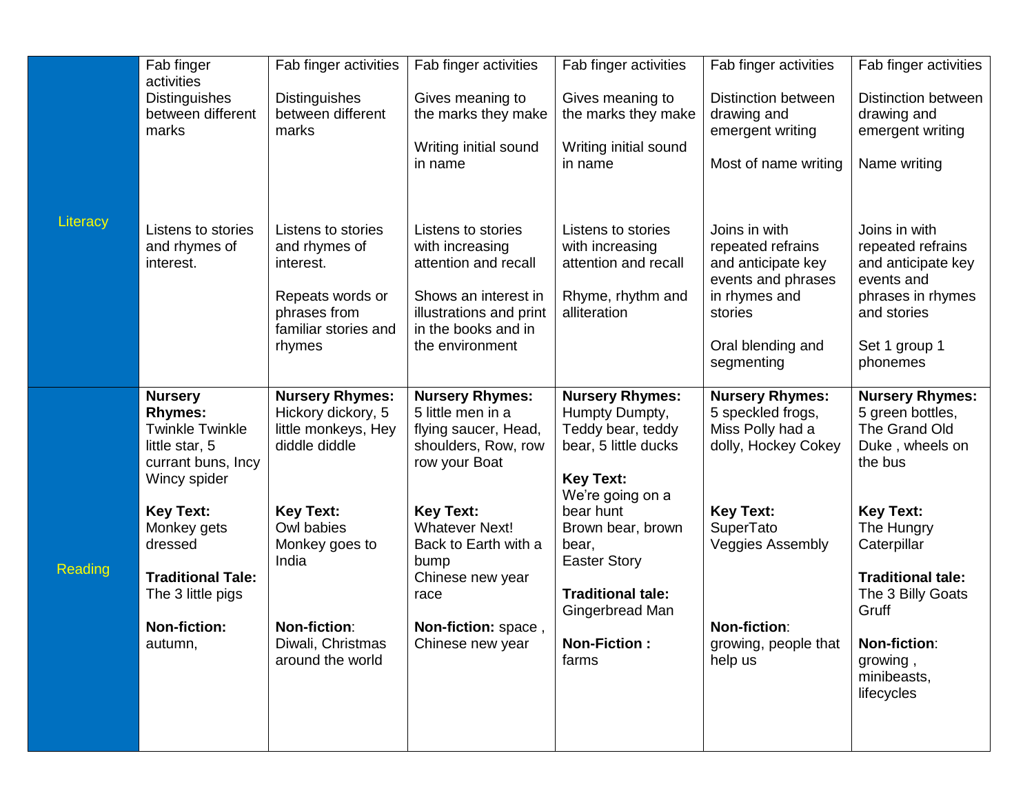| | | | | | | |
|---|---|---|---|---|---|---|
| Literacy | Fab finger activities<br><br>Distinguishes between different marks<br><br>Listens to stories and rhymes of interest. | Fab finger activities<br><br>Distinguishes between different marks<br><br>Listens to stories and rhymes of interest.<br><br>Repeats words or phrases from familiar stories and rhymes | Fab finger activities<br><br>Gives meaning to the marks they make<br><br>Writing initial sound in name<br><br>Listens to stories with increasing attention and recall<br><br>Shows an interest in illustrations and print in the books and in the environment | Fab finger activities<br><br>Gives meaning to the marks they make<br><br>Writing initial sound in name<br><br>Listens to stories with increasing attention and recall<br><br>Rhyme, rhythm and alliteration | Fab finger activities<br><br>Distinction between drawing and emergent writing<br><br>Most of name writing<br><br>Joins in with repeated refrains and anticipate key events and phrases in rhymes and stories<br><br>Oral blending and segmenting | Fab finger activities<br><br>Distinction between drawing and emergent writing<br><br>Name writing<br><br>Joins in with repeated refrains and anticipate key events and phrases in rhymes and stories<br><br>Set 1 group 1 phonemes |
| Reading | **Nursery Rhymes:** Twinkle Twinkle little star, 5 currant buns, Incy Wincy spider<br><br>**Key Text:** Monkey gets dressed<br><br>**Traditional Tale:** The 3 little pigs<br><br>**Non-fiction:** autumn, | **Nursery Rhymes:** Hickory dickory, 5 little monkeys, Hey diddle diddle<br><br>**Key Text:** Owl babies<br>Monkey goes to India<br><br>**Non-fiction**: Diwali, Christmas around the world | **Nursery Rhymes:** 5 little men in a flying saucer, Head, shoulders, Row, row row your Boat<br><br>**Key Text:** Whatever Next!<br>Back to Earth with a bump<br>Chinese new year race<br><br>**Non-fiction:** space , Chinese new year | **Nursery Rhymes:** Humpty Dumpty, Teddy bear, teddy bear, 5 little ducks<br><br>**Key Text:** We're going on a bear hunt<br>Brown bear, brown bear,<br>Easter Story<br><br>**Traditional tale:** Gingerbread Man<br><br>**Non-Fiction :** farms | **Nursery Rhymes:** 5 speckled frogs, Miss Polly had a dolly, Hockey Cokey<br><br>**Key Text:** SuperTato<br>Veggies Assembly<br><br>**Non-fiction**: growing, people that help us | **Nursery Rhymes:** 5 green bottles, The Grand Old Duke , wheels on the bus<br><br>**Key Text:** The Hungry Caterpillar<br><br>**Traditional tale:** The 3 Billy Goats Gruff<br><br>**Non-fiction**: growing , minibeasts, lifecycles |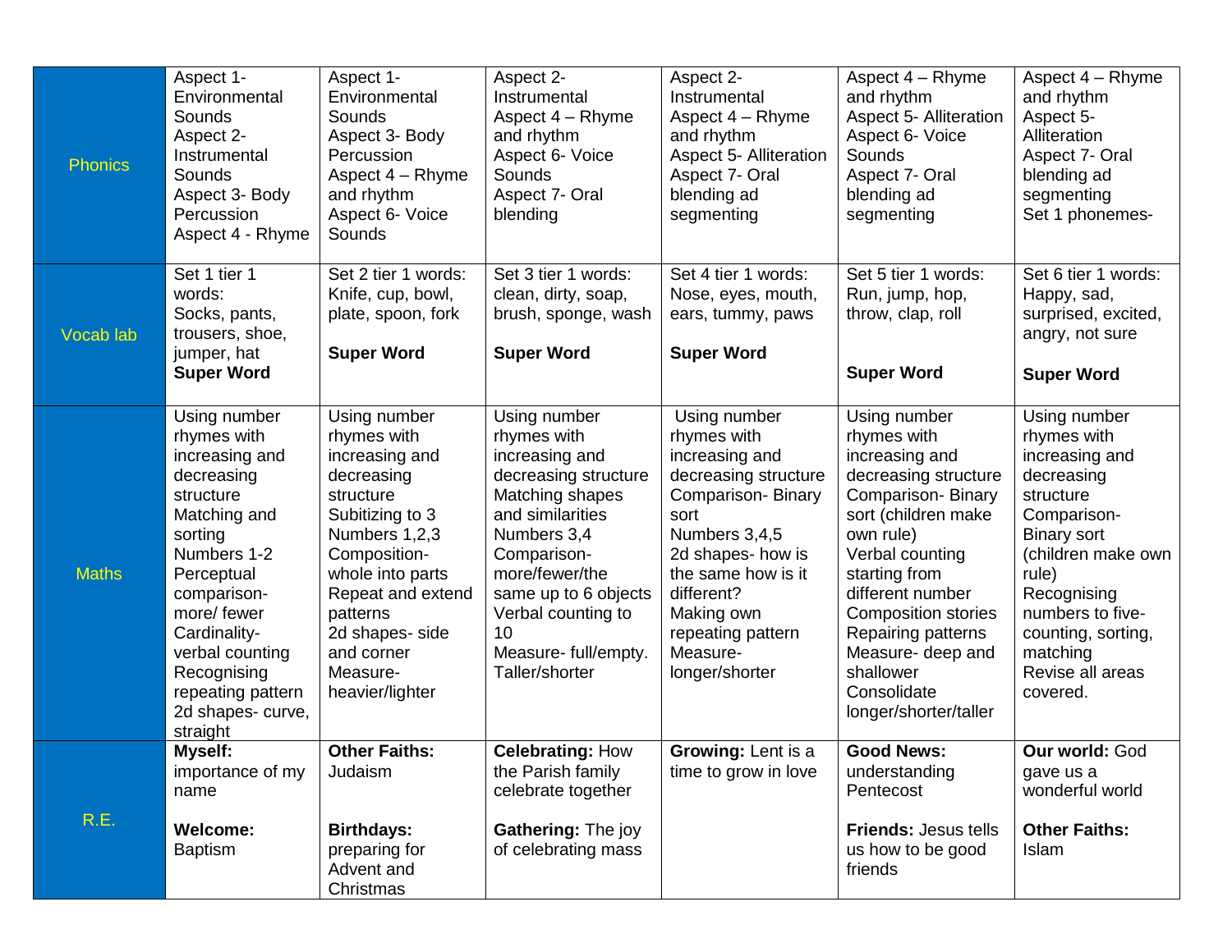| | | | | | | |
|---|---|---|---|---|---|---|
| Phonics | Aspect 1- Environmental Sounds<br>Aspect 2- Instrumental Sounds<br>Aspect 3- Body Percussion<br>Aspect 4 - Rhyme | Aspect 1- Environmental Sounds<br>Aspect 3- Body Percussion<br>Aspect 4 – Rhyme and rhythm<br>Aspect 6- Voice Sounds | Aspect 2- Instrumental<br>Aspect 4 – Rhyme and rhythm<br>Aspect 6- Voice Sounds<br>Aspect 7- Oral blending | Aspect 2- Instrumental<br>Aspect 4 – Rhyme and rhythm<br>Aspect 5- Alliteration<br>Aspect 7- Oral blending ad segmenting | Aspect 4 – Rhyme and rhythm<br>Aspect 5- Alliteration<br>Aspect 6- Voice Sounds<br>Aspect 7- Oral blending ad segmenting | Aspect 4 – Rhyme and rhythm<br>Aspect 5- Alliteration<br>Aspect 7- Oral blending ad segmenting<br>Set 1 phonemes- |
| Vocab lab | Set 1 tier 1 words:<br>Socks, pants, trousers, shoe, jumper, hat<br>**Super Word** | Set 2 tier 1 words: Knife, cup, bowl, plate, spoon, fork<br><br>**Super Word** | Set 3 tier 1 words: clean, dirty, soap, brush, sponge, wash<br><br>**Super Word** | Set 4 tier 1 words: Nose, eyes, mouth, ears, tummy, paws<br><br>**Super Word** | Set 5 tier 1 words: Run, jump, hop, throw, clap, roll<br><br>**Super Word** | Set 6 tier 1 words: Happy, sad, surprised, excited, angry, not sure<br><br>**Super Word** |
| Maths | Using number rhymes with increasing and decreasing structure<br>Matching and sorting<br>Numbers 1-2<br>Perceptual comparison- more/ fewer<br>Cardinality- verbal counting<br>Recognising repeating pattern<br>2d shapes- curve, straight | Using number rhymes with increasing and decreasing structure<br>Subitizing to 3<br>Numbers 1,2,3<br>Composition- whole into parts<br>Repeat and extend patterns<br>2d shapes- side and corner<br>Measure- heavier/lighter | Using number rhymes with increasing and decreasing structure<br>Matching shapes and similarities<br>Numbers 3,4<br>Comparison- more/fewer/the same up to 6 objects<br>Verbal counting to 10<br>Measure- full/empty. Taller/shorter | Using number rhymes with increasing and decreasing structure<br>Comparison- Binary sort<br>Numbers 3,4,5<br>2d shapes- how is the same how is it different?<br>Making own repeating pattern<br>Measure- longer/shorter | Using number rhymes with increasing and decreasing structure<br>Comparison- Binary sort (children make own rule)<br>Verbal counting starting from different number<br>Composition stories<br>Repairing patterns<br>Measure- deep and shallower<br>Consolidate longer/shorter/taller | Using number rhymes with increasing and decreasing structure<br>Comparison- Binary sort (children make own rule)<br>Recognising numbers to five- counting, sorting, matching<br>Revise all areas covered. |
| R.E. | **Myself:** importance of my name<br><br>**Welcome:** Baptism | **Other Faiths:** Judaism<br><br>**Birthdays:** preparing for Advent and Christmas | **Celebrating:** How the Parish family celebrate together<br><br>**Gathering:** The joy of celebrating mass | **Growing:** Lent is a time to grow in love | **Good News:** understanding Pentecost<br><br>**Friends:** Jesus tells us how to be good friends | **Our world:** God gave us a wonderful world<br><br>**Other Faiths:** Islam |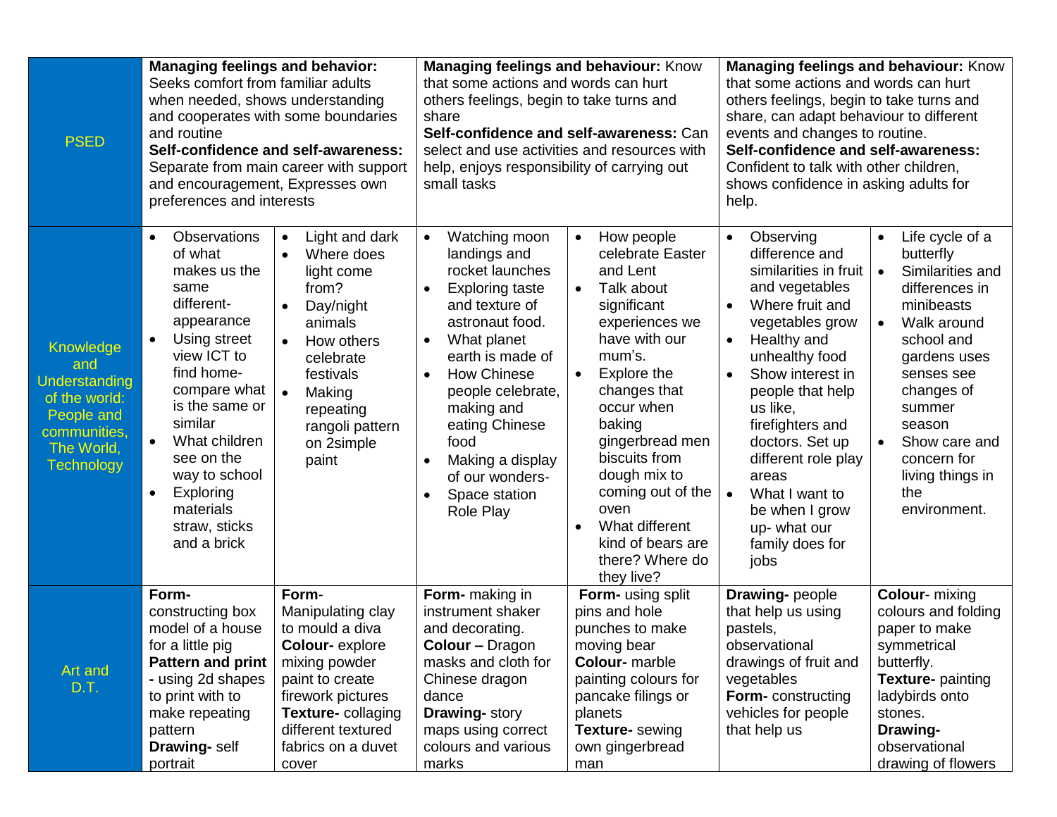| | | | | | | |
|---|---|---|---|---|---|---|
| PSED | **Managing feelings and behavior:** Seeks comfort from familiar adults when needed, shows understanding and cooperates with some boundaries and routine **Self-confidence and self-awareness:** Separate from main career with support and encouragement, Expresses own preferences and interests | | **Managing feelings and behaviour:** Know that some actions and words can hurt others feelings, begin to take turns and share **Self-confidence and self-awareness:** Can select and use activities and resources with help, enjoys responsibility of carrying out small tasks | | **Managing feelings and behaviour:** Know that some actions and words can hurt others feelings, begin to take turns and share, can adapt behaviour to different events and changes to routine. **Self-confidence and self-awareness:** Confident to talk with other children, shows confidence in asking adults for help. | |
| Knowledge and Understanding of the world: People and communities, The World, Technology | • Observations of what makes us the same different- appearance<br>• Using street view ICT to find home- compare what is the same or similar<br>• What children see on the way to school<br>• Exploring materials straw, sticks and a brick | • Light and dark<br>• Where does light come from?<br>• Day/night animals<br>• How others celebrate festivals<br>• Making repeating rangoli pattern on 2simple paint | • Watching moon landings and rocket launches<br>• Exploring taste and texture of astronaut food.<br>• What planet earth is made of<br>• How Chinese people celebrate, making and eating Chinese food<br>• Making a display of our wonders-<br>• Space station Role Play | • How people celebrate Easter and Lent<br>• Talk about significant experiences we have with our mum's.<br>• Explore the changes that occur when baking gingerbread men biscuits from dough mix to coming out of the oven<br>• What different kind of bears are there? Where do they live? | • Observing difference and similarities in fruit and vegetables<br>• Where fruit and vegetables grow<br>• Healthy and unhealthy food<br>• Show interest in people that help us like, firefighters and doctors. Set up different role play areas<br>• What I want to be when I grow up- what our family does for jobs | • Life cycle of a butterfly<br>• Similarities and differences in minibeasts<br>• Walk around school and gardens uses senses see changes of summer season<br>• Show care and concern for living things in the environment. |
| Art and D.T. | **Form-** constructing box model of a house for a little pig **Pattern and print -** using 2d shapes to print with to make repeating pattern **Drawing-** self portrait | **Form-** Manipulating clay to mould a diva **Colour-** explore mixing powder paint to create firework pictures **Texture-** collaging different textured fabrics on a duvet cover | **Form-** making in instrument shaker and decorating. **Colour –** Dragon masks and cloth for Chinese dragon dance **Drawing-** story maps using correct colours and various marks | **Form-** using split pins and hole punches to make moving bear **Colour-** marble painting colours for pancake filings or planets **Texture-** sewing own gingerbread man | **Drawing-** people that help us using pastels, observational drawings of fruit and vegetables **Form-** constructing vehicles for people that help us | **Colour**- mixing colours and folding paper to make symmetrical butterfly. **Texture-** painting ladybirds onto stones. **Drawing-** observational drawing of flowers |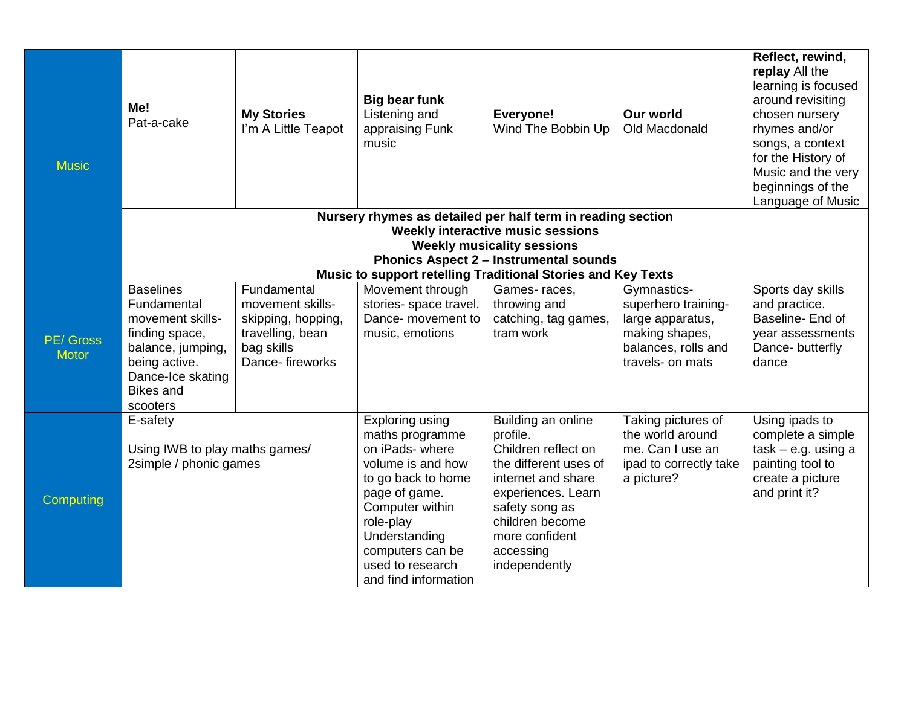| | | | | | | |
|---|---|---|---|---|---|---|
| Music | **Me!** Pat-a-cake | **My Stories** I'm A Little Teapot | **Big bear funk** Listening and appraising Funk music | **Everyone!** Wind The Bobbin Up | **Our world** Old Macdonald | **Reflect, rewind, replay** All the learning is focused around revisiting chosen nursery rhymes and/or songs, a context for the History of Music and the very beginnings of the Language of Music |
| | **Nursery rhymes as detailed per half term in reading section<br>Weekly interactive music sessions<br>Weekly musicality sessions<br>Phonics Aspect 2 – Instrumental sounds<br>Music to support retelling Traditional Stories and Key Texts** | | | | | |
| PE/ Gross Motor | Baselines Fundamental movement skills- finding space, balance, jumping, being active. Dance-Ice skating Bikes and scooters | Fundamental movement skills- skipping, hopping, travelling, bean bag skills Dance- fireworks | Movement through stories- space travel. Dance- movement to music, emotions | Games- races, throwing and catching, tag games, tram work | Gymnastics- superhero training- large apparatus, making shapes, balances, rolls and travels- on mats | Sports day skills and practice. Baseline- End of year assessments Dance- butterfly dance |
| Computing | E-safety<br><br>Using IWB to play maths games/ 2simple / phonic games | | Exploring using maths programme on iPads- where volume is and how to go back to home page of game. Computer within role-play Understanding computers can be used to research and find information | Building an online profile. Children reflect on the different uses of internet and share experiences. Learn safety song as children become more confident accessing independently | Taking pictures of the world around me. Can I use an ipad to correctly take a picture? | Using ipads to complete a simple task – e.g. using a painting tool to create a picture and print it? |